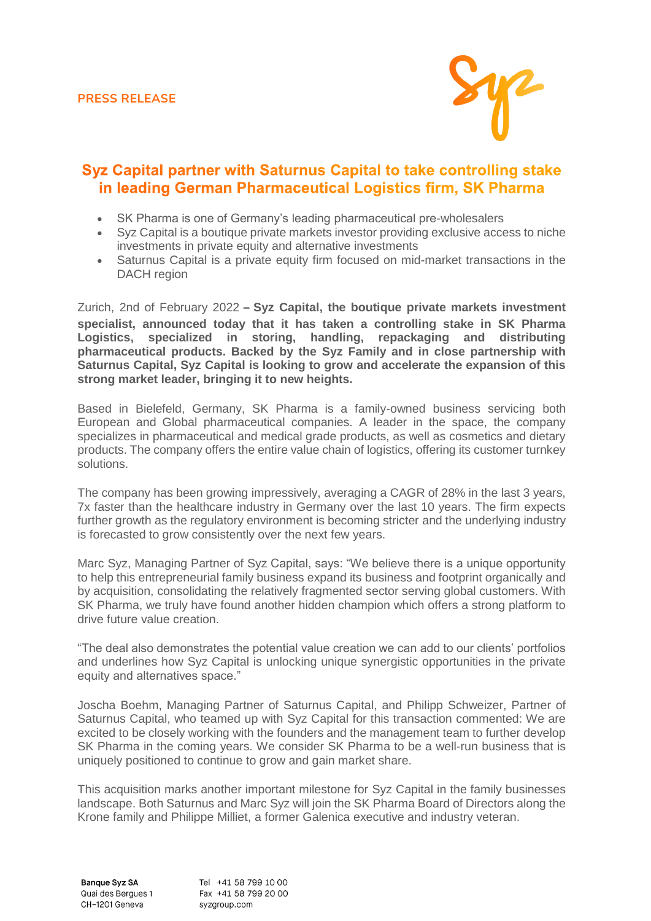PRESS RELEASE

# Syz Capital partner with Saturnus Capital to take controlling stake in leading German Pharmaceutical Logistics firm, SK Pharma

- SK Pharma is one of Germany's leading pharmaceutical pre-wholesalers
- Syz Capital is a boutique private markets investor providing exclusive access to niche investments in private equity and alternative investments
- Saturnus Capital is a private equity firm focused on mid-market transactions in the DACH region

Zurich, 2nd of February 2022 **– Syz Capital, the boutique private markets investment specialist, announced today that it has taken a controlling stake in SK Pharma Logistics, specialized in storing, handling, repackaging and distributing pharmaceutical products. Backed by the Syz Family and in close partnership with Saturnus Capital, Syz Capital is looking to grow and accelerate the expansion of this strong market leader, bringing it to new heights.**

Based in Bielefeld, Germany, SK Pharma is a family-owned business servicing both European and Global pharmaceutical companies. A leader in the space, the company specializes in pharmaceutical and medical grade products, as well as cosmetics and dietary products. The company offers the entire value chain of logistics, offering its customer turnkey solutions.

The company has been growing impressively, averaging a CAGR of 28% in the last 3 years, 7x faster than the healthcare industry in Germany over the last 10 years. The firm expects further growth as the regulatory environment is becoming stricter and the underlying industry is forecasted to grow consistently over the next few years.

Marc Syz, Managing Partner of Syz Capital, says: "We believe there is a unique opportunity to help this entrepreneurial family business expand its business and footprint organically and by acquisition, consolidating the relatively fragmented sector serving global customers. With SK Pharma, we truly have found another hidden champion which offers a strong platform to drive future value creation.

"The deal also demonstrates the potential value creation we can add to our clients' portfolios and underlines how Syz Capital is unlocking unique synergistic opportunities in the private equity and alternatives space."

Joscha Boehm, Managing Partner of Saturnus Capital, and Philipp Schweizer, Partner of Saturnus Capital, who teamed up with Syz Capital for this transaction commented: We are excited to be closely working with the founders and the management team to further develop SK Pharma in the coming years. We consider SK Pharma to be a well-run business that is uniquely positioned to continue to grow and gain market share.

This acquisition marks another important milestone for Syz Capital in the family businesses landscape. Both Saturnus and Marc Syz will join the SK Pharma Board of Directors along the Krone family and Philippe Milliet, a former Galenica executive and industry veteran.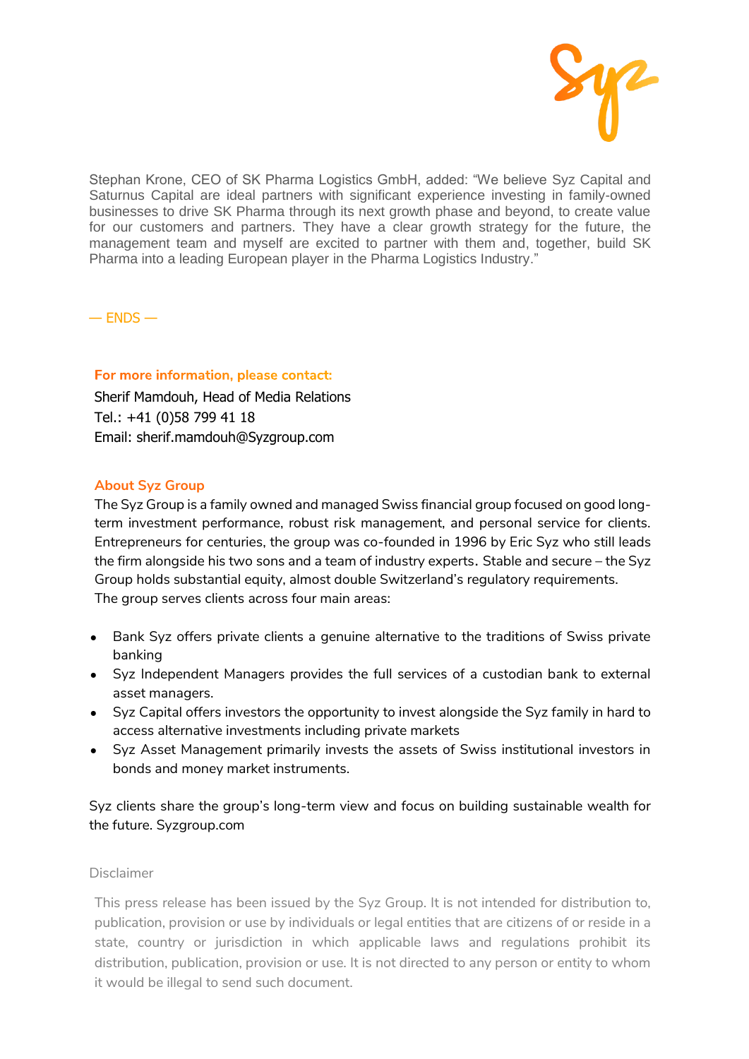Stephan Krone, CEO of SK Pharma Logistics GmbH, added: "We believe Syz Capital and Saturnus Capital are ideal partners with significant experience investing in family-owned businesses to drive SK Pharma through its next growth phase and beyond, to create value for our customers and partners. They have a clear growth strategy for the future, the management team and myself are excited to partner with them and, together, build SK Pharma into a leading European player in the Pharma Logistics Industry."

— ENDS —

**For more information, please contact:**

Sherif Mamdouh, Head of Media Relations
Tel.: +41 (0)58 799 41 18
Email: sherif.mamdouh@Syzgroup.com

**About Syz Group**

The Syz Group is a family owned and managed Swiss financial group focused on good long-term investment performance, robust risk management, and personal service for clients. Entrepreneurs for centuries, the group was co-founded in 1996 by Eric Syz who still leads the firm alongside his two sons and a team of industry experts. Stable and secure – the Syz Group holds substantial equity, almost double Switzerland's regulatory requirements.
The group serves clients across four main areas:

- Bank Syz offers private clients a genuine alternative to the traditions of Swiss private banking
- Syz Independent Managers provides the full services of a custodian bank to external asset managers.
- Syz Capital offers investors the opportunity to invest alongside the Syz family in hard to access alternative investments including private markets
- Syz Asset Management primarily invests the assets of Swiss institutional investors in bonds and money market instruments.

Syz clients share the group's long-term view and focus on building sustainable wealth for the future. Syzgroup.com

Disclaimer

This press release has been issued by the Syz Group. It is not intended for distribution to, publication, provision or use by individuals or legal entities that are citizens of or reside in a state, country or jurisdiction in which applicable laws and regulations prohibit its distribution, publication, provision or use. It is not directed to any person or entity to whom it would be illegal to send such document.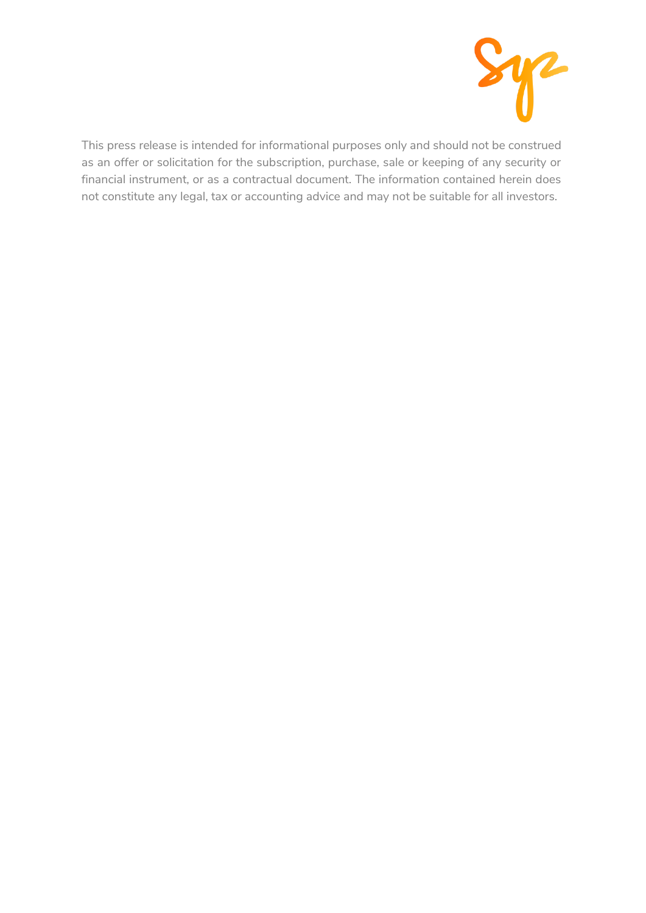This press release is intended for informational purposes only and should not be construed as an offer or solicitation for the subscription, purchase, sale or keeping of any security or financial instrument, or as a contractual document. The information contained herein does not constitute any legal, tax or accounting advice and may not be suitable for all investors.